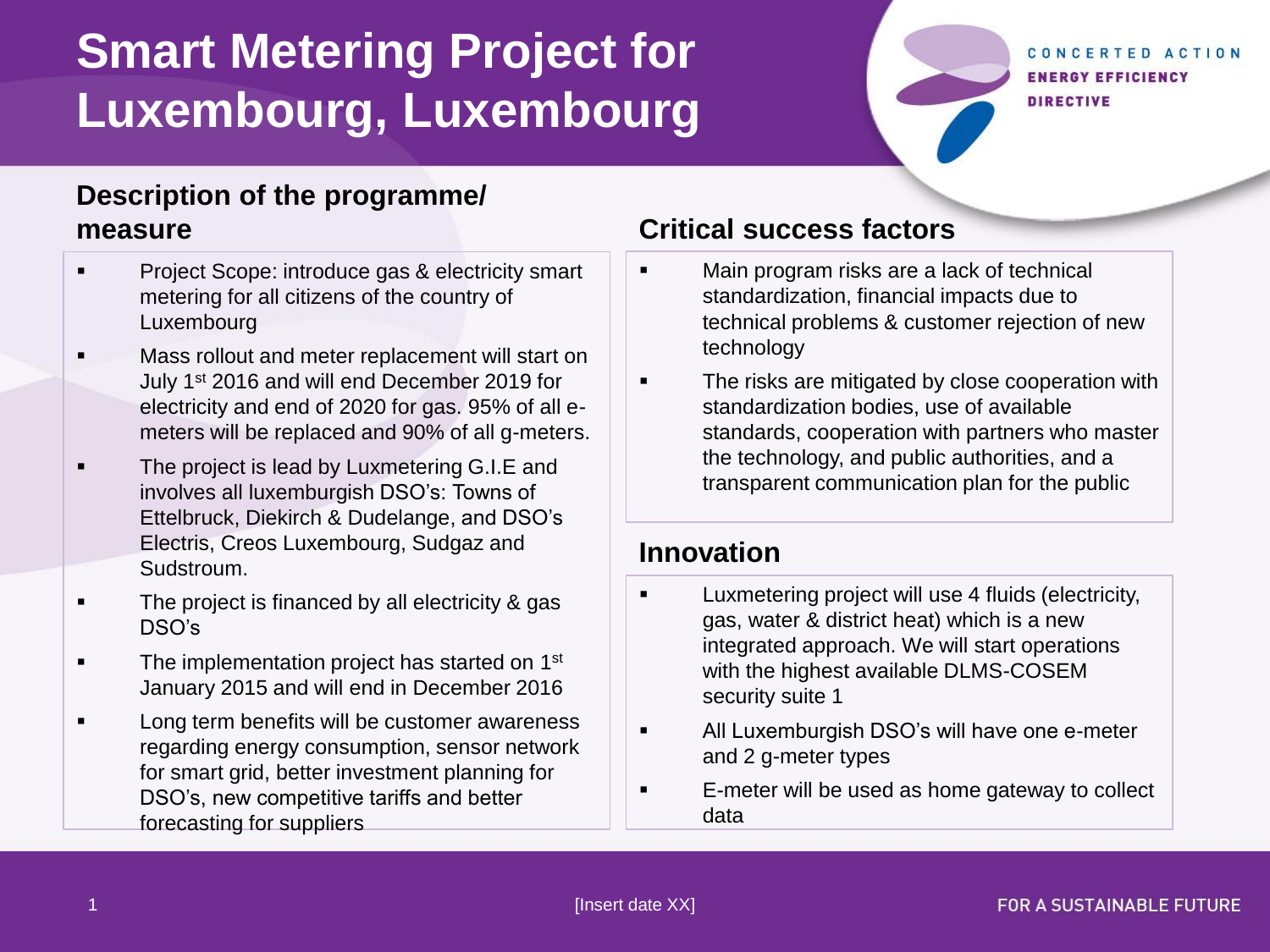# Smart Metering Project for Luxembourg, Luxembourg

## Description of the programme/ measure

- Project Scope: introduce gas & electricity smart metering for all citizens of the country of Luxembourg
- Mass rollout and meter replacement will start on July 1st 2016 and will end December 2019 for electricity and end of 2020 for gas. 95% of all e-meters will be replaced and 90% of all g-meters.
- The project is lead by Luxmetering G.I.E and involves all luxemburgish DSO's: Towns of Ettelbruck, Diekirch & Dudelange, and DSO's Electris, Creos Luxembourg, Sudgaz and Sudstroum.
- The project is financed by all electricity & gas DSO's
- The implementation project has started on 1st January 2015 and will end in December 2016
- Long term benefits will be customer awareness regarding energy consumption, sensor network for smart grid, better investment planning for DSO's, new competitive tariffs and better forecasting for suppliers

## Critical success factors

- Main program risks are a lack of technical standardization, financial impacts due to technical problems & customer rejection of new technology
- The risks are mitigated by close cooperation with standardization bodies, use of available standards, cooperation with partners who master the technology, and public authorities, and a transparent communication plan for the public

## Innovation

- Luxmetering project will use 4 fluids (electricity, gas, water & district heat) which is a new integrated approach. We will start operations with the highest available DLMS-COSEM security suite 1
- All Luxemburgish DSO's will have one e-meter and 2 g-meter types
- E-meter will be used as home gateway to collect data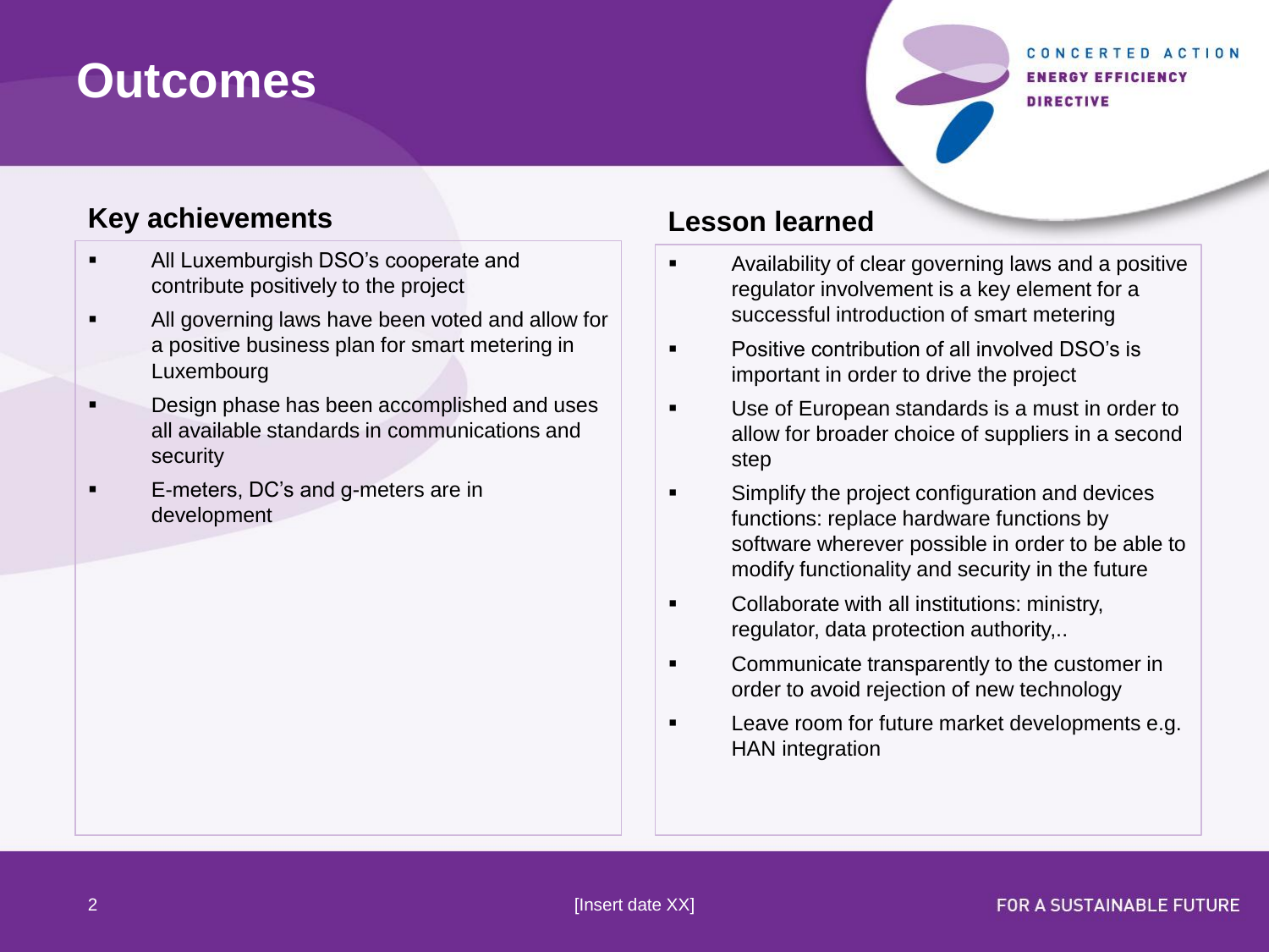# Outcomes

## Key achievements

- All Luxemburgish DSO's cooperate and contribute positively to the project
- All governing laws have been voted and allow for a positive business plan for smart metering in Luxembourg
- Design phase has been accomplished and uses all available standards in communications and security
- E-meters, DC's and g-meters are in development

## Lesson learned

- Availability of clear governing laws and a positive regulator involvement is a key element for a successful introduction of smart metering
- Positive contribution of all involved DSO's is important in order to drive the project
- Use of European standards is a must in order to allow for broader choice of suppliers in a second step
- Simplify the project configuration and devices functions: replace hardware functions by software wherever possible in order to be able to modify functionality and security in the future
- Collaborate with all institutions: ministry, regulator, data protection authority,..
- Communicate transparently to the customer in order to avoid rejection of new technology
- Leave room for future market developments e.g. HAN integration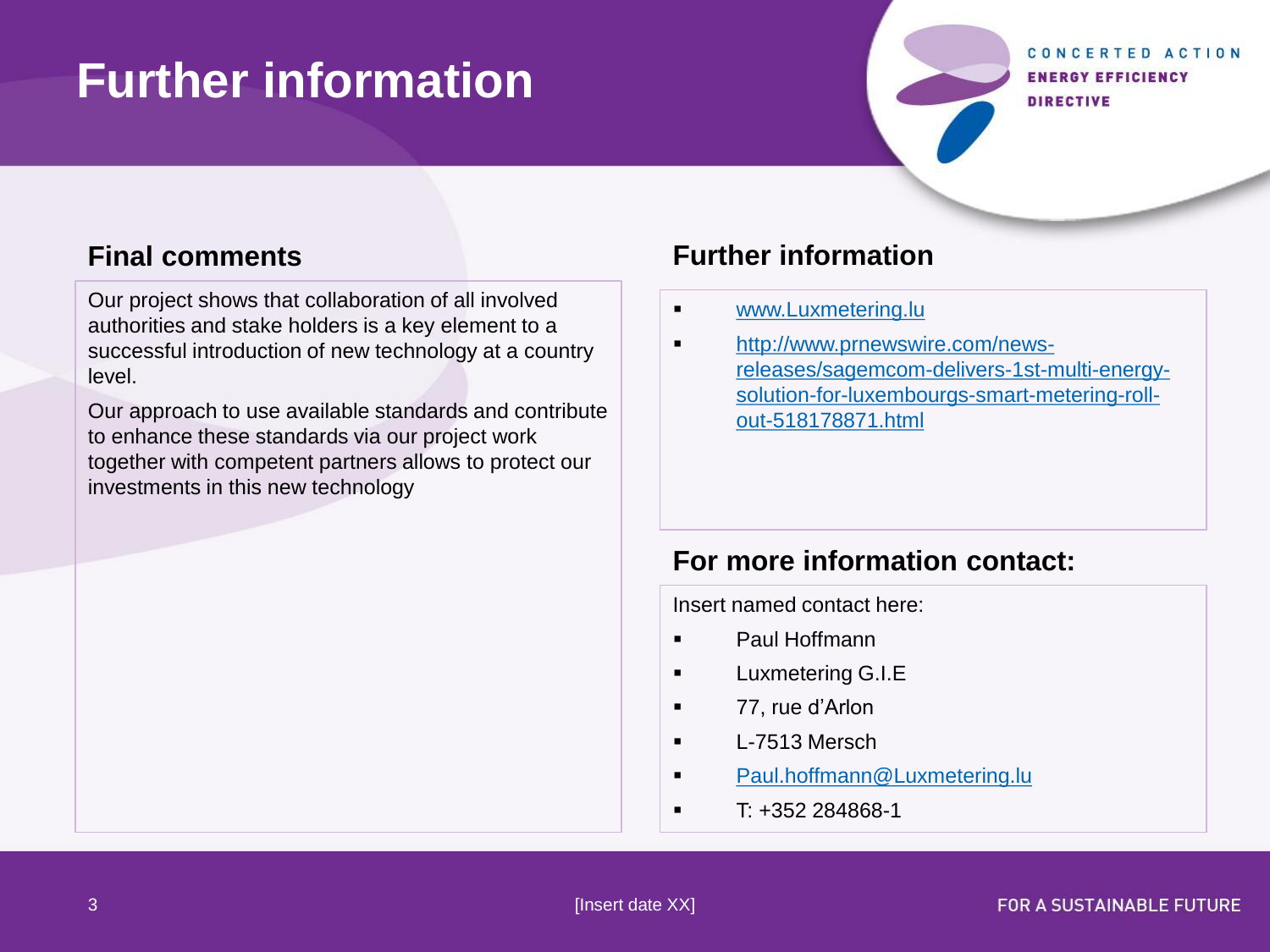# Further information

## Final comments

Our project shows that collaboration of all involved authorities and stake holders is a key element to a successful introduction of new technology at a country level.

Our approach to use available standards and contribute to enhance these standards via our project work together with competent partners allows to protect our investments in this new technology

## Further information

- www.Luxmetering.lu
- http://www.prnewswire.com/news-releases/sagemcom-delivers-1st-multi-energy-solution-for-luxembourgs-smart-metering-roll-out-518178871.html

## For more information contact:

Insert named contact here:

- Paul Hoffmann
- Luxmetering G.I.E
- 77, rue d’Arlon
- L-7513 Mersch
- Paul.hoffmann@Luxmetering.lu
- T: +352 284868-1

[Insert date XX]

FOR A SUSTAINABLE FUTURE